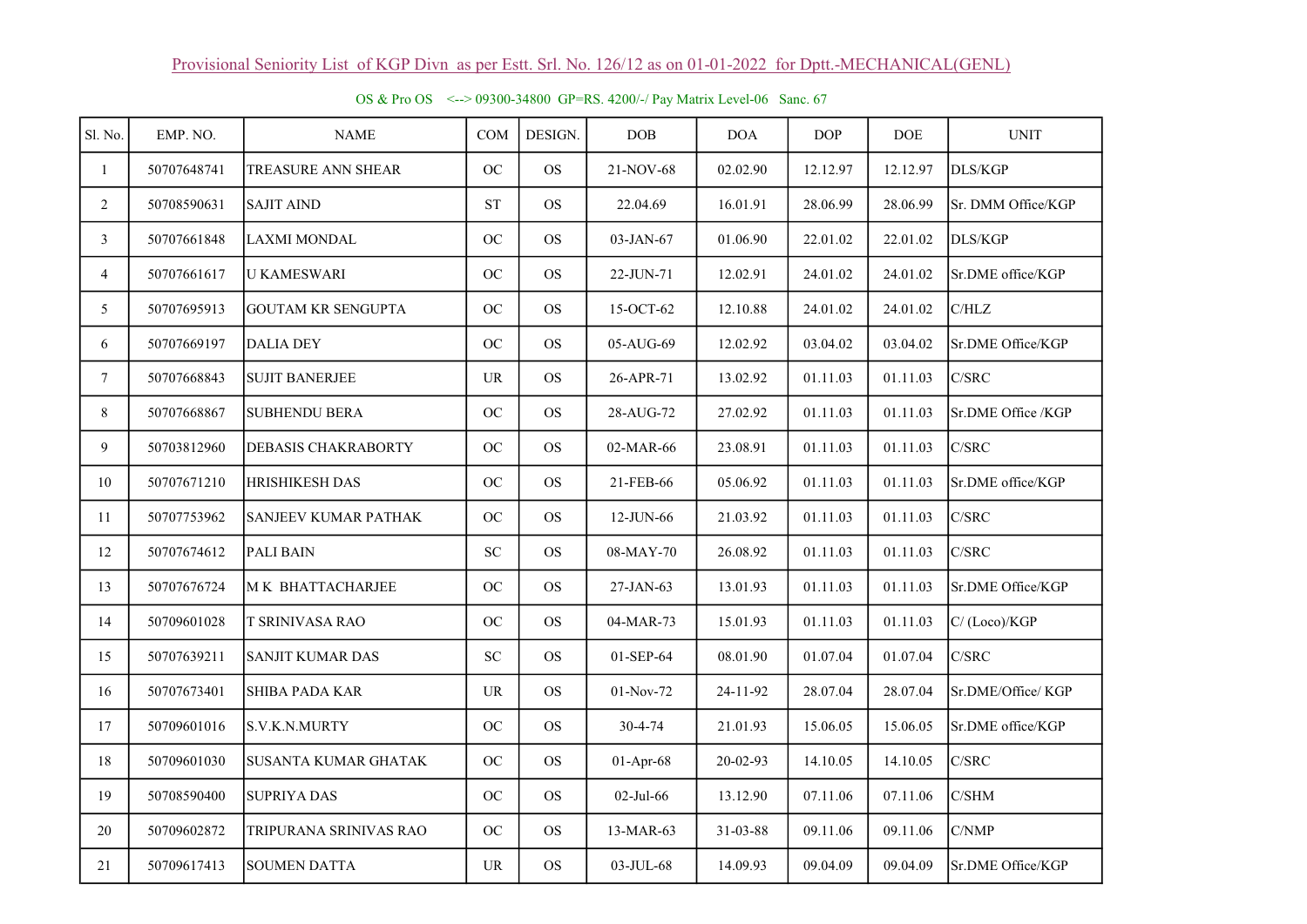## Provisional Seniority List of KGP Divn as per Estt. Srl. No. 126/12 as on 01-01-2022 for Dptt.-MECHANICAL(GENL)

OS & Pro OS <--> 09300-34800 GP=RS. 4200/-/ Pay Matrix Level-06 Sanc. 67

| Sl. No. | EMP. NO. | NAME | COM | DESIGN. | DOB | DOA | DOP | DOE | UNIT |
|---|---|---|---|---|---|---|---|---|---|
| 1 | 50707648741 | TREASURE ANN SHEAR | OC | OS | 21-NOV-68 | 02.02.90 | 12.12.97 | 12.12.97 | DLS/KGP |
| 2 | 50708590631 | SAJIT AIND | ST | OS | 22.04.69 | 16.01.91 | 28.06.99 | 28.06.99 | Sr. DMM Office/KGP |
| 3 | 50707661848 | LAXMI MONDAL | OC | OS | 03-JAN-67 | 01.06.90 | 22.01.02 | 22.01.02 | DLS/KGP |
| 4 | 50707661617 | U KAMESWARI | OC | OS | 22-JUN-71 | 12.02.91 | 24.01.02 | 24.01.02 | Sr.DME office/KGP |
| 5 | 50707695913 | GOUTAM KR SENGUPTA | OC | OS | 15-OCT-62 | 12.10.88 | 24.01.02 | 24.01.02 | C/HLZ |
| 6 | 50707669197 | DALIA DEY | OC | OS | 05-AUG-69 | 12.02.92 | 03.04.02 | 03.04.02 | Sr.DME Office/KGP |
| 7 | 50707668843 | SUJIT BANERJEE | UR | OS | 26-APR-71 | 13.02.92 | 01.11.03 | 01.11.03 | C/SRC |
| 8 | 50707668867 | SUBHENDU BERA | OC | OS | 28-AUG-72 | 27.02.92 | 01.11.03 | 01.11.03 | Sr.DME Office /KGP |
| 9 | 50703812960 | DEBASIS CHAKRABORTY | OC | OS | 02-MAR-66 | 23.08.91 | 01.11.03 | 01.11.03 | C/SRC |
| 10 | 50707671210 | HRISHIKESH DAS | OC | OS | 21-FEB-66 | 05.06.92 | 01.11.03 | 01.11.03 | Sr.DME office/KGP |
| 11 | 50707753962 | SANJEEV KUMAR PATHAK | OC | OS | 12-JUN-66 | 21.03.92 | 01.11.03 | 01.11.03 | C/SRC |
| 12 | 50707674612 | PALI BAIN | SC | OS | 08-MAY-70 | 26.08.92 | 01.11.03 | 01.11.03 | C/SRC |
| 13 | 50707676724 | M K BHATTACHARJEE | OC | OS | 27-JAN-63 | 13.01.93 | 01.11.03 | 01.11.03 | Sr.DME Office/KGP |
| 14 | 50709601028 | T SRINIVASA RAO | OC | OS | 04-MAR-73 | 15.01.93 | 01.11.03 | 01.11.03 | C/ (Loco)/KGP |
| 15 | 50707639211 | SANJIT KUMAR DAS | SC | OS | 01-SEP-64 | 08.01.90 | 01.07.04 | 01.07.04 | C/SRC |
| 16 | 50707673401 | SHIBA PADA KAR | UR | OS | 01-Nov-72 | 24-11-92 | 28.07.04 | 28.07.04 | Sr.DME/Office/ KGP |
| 17 | 50709601016 | S.V.K.N.MURTY | OC | OS | 30-4-74 | 21.01.93 | 15.06.05 | 15.06.05 | Sr.DME office/KGP |
| 18 | 50709601030 | SUSANTA KUMAR GHATAK | OC | OS | 01-Apr-68 | 20-02-93 | 14.10.05 | 14.10.05 | C/SRC |
| 19 | 50708590400 | SUPRIYA DAS | OC | OS | 02-Jul-66 | 13.12.90 | 07.11.06 | 07.11.06 | C/SHM |
| 20 | 50709602872 | TRIPURANA SRINIVAS RAO | OC | OS | 13-MAR-63 | 31-03-88 | 09.11.06 | 09.11.06 | C/NMP |
| 21 | 50709617413 | SOUMEN DATTA | UR | OS | 03-JUL-68 | 14.09.93 | 09.04.09 | 09.04.09 | Sr.DME Office/KGP |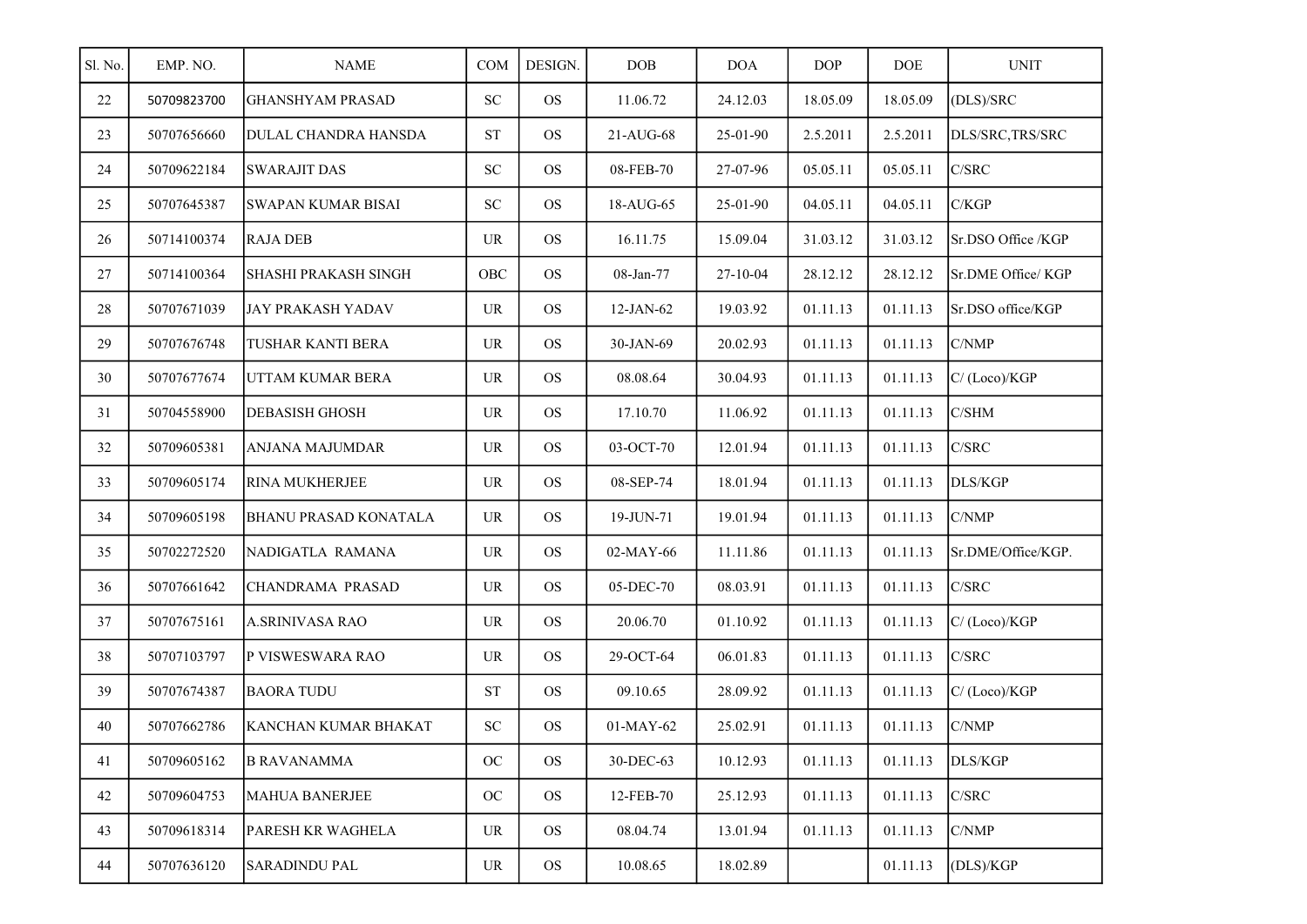| Sl. No. | EMP. NO. | NAME | COM | DESIGN. | DOB | DOA | DOP | DOE | UNIT |
|---|---|---|---|---|---|---|---|---|---|
| 22 | 50709823700 | GHANSHYAM PRASAD | SC | OS | 11.06.72 | 24.12.03 | 18.05.09 | 18.05.09 | (DLS)/SRC |
| 23 | 50707656660 | DULAL CHANDRA HANSDA | ST | OS | 21-AUG-68 | 25-01-90 | 2.5.2011 | 2.5.2011 | DLS/SRC,TRS/SRC |
| 24 | 50709622184 | SWARAJIT DAS | SC | OS | 08-FEB-70 | 27-07-96 | 05.05.11 | 05.05.11 | C/SRC |
| 25 | 50707645387 | SWAPAN KUMAR BISAI | SC | OS | 18-AUG-65 | 25-01-90 | 04.05.11 | 04.05.11 | C/KGP |
| 26 | 50714100374 | RAJA DEB | UR | OS | 16.11.75 | 15.09.04 | 31.03.12 | 31.03.12 | Sr.DSO Office /KGP |
| 27 | 50714100364 | SHASHI PRAKASH SINGH | OBC | OS | 08-Jan-77 | 27-10-04 | 28.12.12 | 28.12.12 | Sr.DME Office/ KGP |
| 28 | 50707671039 | JAY PRAKASH YADAV | UR | OS | 12-JAN-62 | 19.03.92 | 01.11.13 | 01.11.13 | Sr.DSO office/KGP |
| 29 | 50707676748 | TUSHAR KANTI BERA | UR | OS | 30-JAN-69 | 20.02.93 | 01.11.13 | 01.11.13 | C/NMP |
| 30 | 50707677674 | UTTAM KUMAR BERA | UR | OS | 08.08.64 | 30.04.93 | 01.11.13 | 01.11.13 | C/ (Loco)/KGP |
| 31 | 50704558900 | DEBASISH GHOSH | UR | OS | 17.10.70 | 11.06.92 | 01.11.13 | 01.11.13 | C/SHM |
| 32 | 50709605381 | ANJANA MAJUMDAR | UR | OS | 03-OCT-70 | 12.01.94 | 01.11.13 | 01.11.13 | C/SRC |
| 33 | 50709605174 | RINA MUKHERJEE | UR | OS | 08-SEP-74 | 18.01.94 | 01.11.13 | 01.11.13 | DLS/KGP |
| 34 | 50709605198 | BHANU PRASAD KONATALA | UR | OS | 19-JUN-71 | 19.01.94 | 01.11.13 | 01.11.13 | C/NMP |
| 35 | 50702272520 | NADIGATLA RAMANA | UR | OS | 02-MAY-66 | 11.11.86 | 01.11.13 | 01.11.13 | Sr.DME/Office/KGP. |
| 36 | 50707661642 | CHANDRAMA PRASAD | UR | OS | 05-DEC-70 | 08.03.91 | 01.11.13 | 01.11.13 | C/SRC |
| 37 | 50707675161 | A.SRINIVASA RAO | UR | OS | 20.06.70 | 01.10.92 | 01.11.13 | 01.11.13 | C/ (Loco)/KGP |
| 38 | 50707103797 | P VISWESWARA RAO | UR | OS | 29-OCT-64 | 06.01.83 | 01.11.13 | 01.11.13 | C/SRC |
| 39 | 50707674387 | BAORA TUDU | ST | OS | 09.10.65 | 28.09.92 | 01.11.13 | 01.11.13 | C/ (Loco)/KGP |
| 40 | 50707662786 | KANCHAN KUMAR BHAKAT | SC | OS | 01-MAY-62 | 25.02.91 | 01.11.13 | 01.11.13 | C/NMP |
| 41 | 50709605162 | B RAVANAMMA | OC | OS | 30-DEC-63 | 10.12.93 | 01.11.13 | 01.11.13 | DLS/KGP |
| 42 | 50709604753 | MAHUA BANERJEE | OC | OS | 12-FEB-70 | 25.12.93 | 01.11.13 | 01.11.13 | C/SRC |
| 43 | 50709618314 | PARESH KR WAGHELA | UR | OS | 08.04.74 | 13.01.94 | 01.11.13 | 01.11.13 | C/NMP |
| 44 | 50707636120 | SARADINDU PAL | UR | OS | 10.08.65 | 18.02.89 | | 01.11.13 | (DLS)/KGP |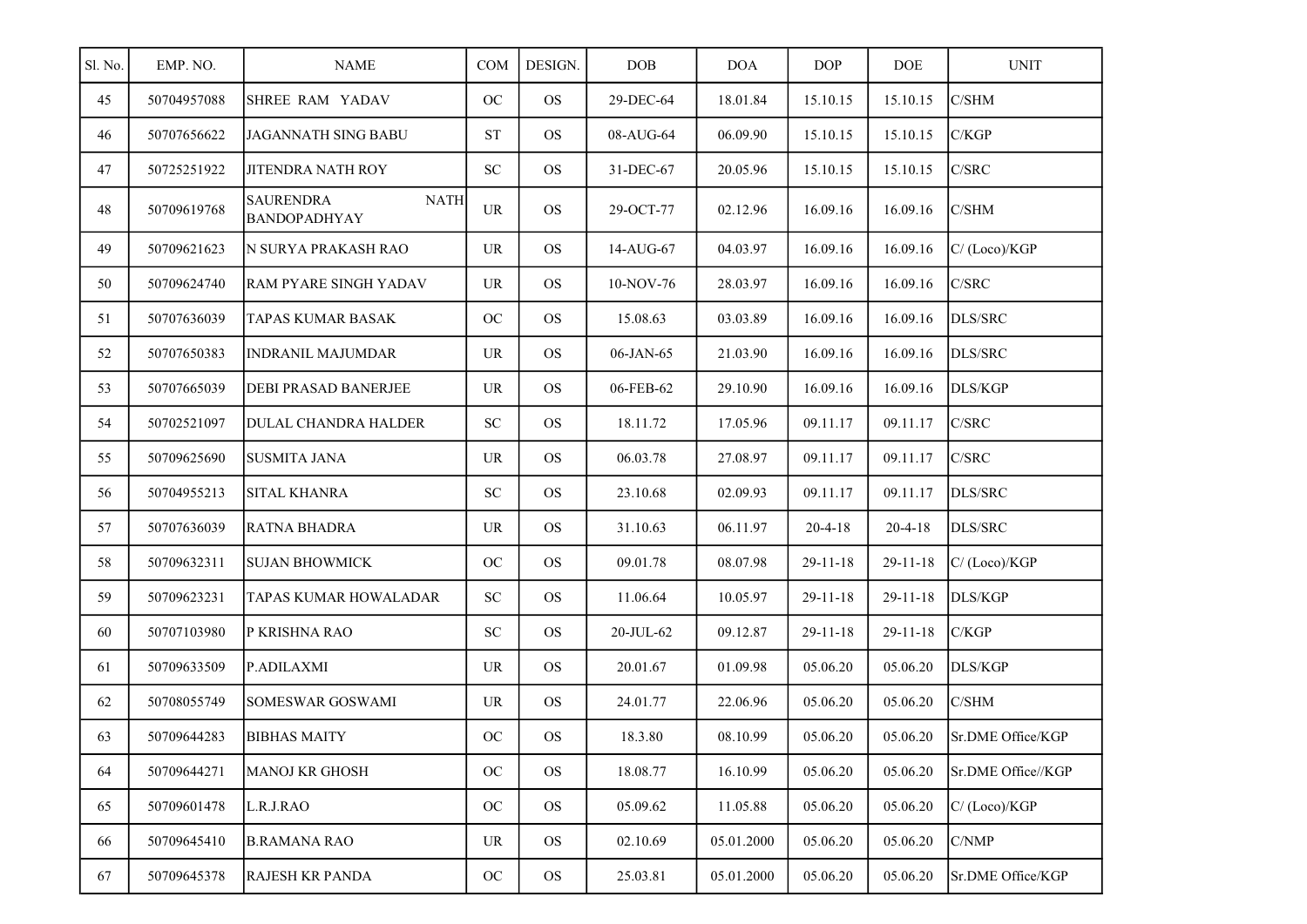| Sl. No. | EMP. NO. | NAME | COM | DESIGN. | DOB | DOA | DOP | DOE | UNIT |
|---|---|---|---|---|---|---|---|---|---|
| 45 | 50704957088 | SHREE RAM YADAV | OC | OS | 29-DEC-64 | 18.01.84 | 15.10.15 | 15.10.15 | C/SHM |
| 46 | 50707656622 | JAGANNATH SING BABU | ST | OS | 08-AUG-64 | 06.09.90 | 15.10.15 | 15.10.15 | C/KGP |
| 47 | 50725251922 | JITENDRA NATH ROY | SC | OS | 31-DEC-67 | 20.05.96 | 15.10.15 | 15.10.15 | C/SRC |
| 48 | 50709619768 | SAURENDRA NATH BANDOPADHYAY | UR | OS | 29-OCT-77 | 02.12.96 | 16.09.16 | 16.09.16 | C/SHM |
| 49 | 50709621623 | N SURYA PRAKASH RAO | UR | OS | 14-AUG-67 | 04.03.97 | 16.09.16 | 16.09.16 | C/ (Loco)/KGP |
| 50 | 50709624740 | RAM PYARE SINGH YADAV | UR | OS | 10-NOV-76 | 28.03.97 | 16.09.16 | 16.09.16 | C/SRC |
| 51 | 50707636039 | TAPAS KUMAR BASAK | OC | OS | 15.08.63 | 03.03.89 | 16.09.16 | 16.09.16 | DLS/SRC |
| 52 | 50707650383 | INDRANIL MAJUMDAR | UR | OS | 06-JAN-65 | 21.03.90 | 16.09.16 | 16.09.16 | DLS/SRC |
| 53 | 50707665039 | DEBI PRASAD BANERJEE | UR | OS | 06-FEB-62 | 29.10.90 | 16.09.16 | 16.09.16 | DLS/KGP |
| 54 | 50702521097 | DULAL CHANDRA HALDER | SC | OS | 18.11.72 | 17.05.96 | 09.11.17 | 09.11.17 | C/SRC |
| 55 | 50709625690 | SUSMITA JANA | UR | OS | 06.03.78 | 27.08.97 | 09.11.17 | 09.11.17 | C/SRC |
| 56 | 50704955213 | SITAL KHANRA | SC | OS | 23.10.68 | 02.09.93 | 09.11.17 | 09.11.17 | DLS/SRC |
| 57 | 50707636039 | RATNA BHADRA | UR | OS | 31.10.63 | 06.11.97 | 20-4-18 | 20-4-18 | DLS/SRC |
| 58 | 50709632311 | SUJAN BHOWMICK | OC | OS | 09.01.78 | 08.07.98 | 29-11-18 | 29-11-18 | C/ (Loco)/KGP |
| 59 | 50709623231 | TAPAS KUMAR HOWALADAR | SC | OS | 11.06.64 | 10.05.97 | 29-11-18 | 29-11-18 | DLS/KGP |
| 60 | 50707103980 | P KRISHNA RAO | SC | OS | 20-JUL-62 | 09.12.87 | 29-11-18 | 29-11-18 | C/KGP |
| 61 | 50709633509 | P.ADILAXMI | UR | OS | 20.01.67 | 01.09.98 | 05.06.20 | 05.06.20 | DLS/KGP |
| 62 | 50708055749 | SOMESWAR GOSWAMI | UR | OS | 24.01.77 | 22.06.96 | 05.06.20 | 05.06.20 | C/SHM |
| 63 | 50709644283 | BIBHAS MAITY | OC | OS | 18.3.80 | 08.10.99 | 05.06.20 | 05.06.20 | Sr.DME Office/KGP |
| 64 | 50709644271 | MANOJ KR GHOSH | OC | OS | 18.08.77 | 16.10.99 | 05.06.20 | 05.06.20 | Sr.DME Office//KGP |
| 65 | 50709601478 | L.R.J.RAO | OC | OS | 05.09.62 | 11.05.88 | 05.06.20 | 05.06.20 | C/ (Loco)/KGP |
| 66 | 50709645410 | B.RAMANA RAO | UR | OS | 02.10.69 | 05.01.2000 | 05.06.20 | 05.06.20 | C/NMP |
| 67 | 50709645378 | RAJESH KR PANDA | OC | OS | 25.03.81 | 05.01.2000 | 05.06.20 | 05.06.20 | Sr.DME Office/KGP |